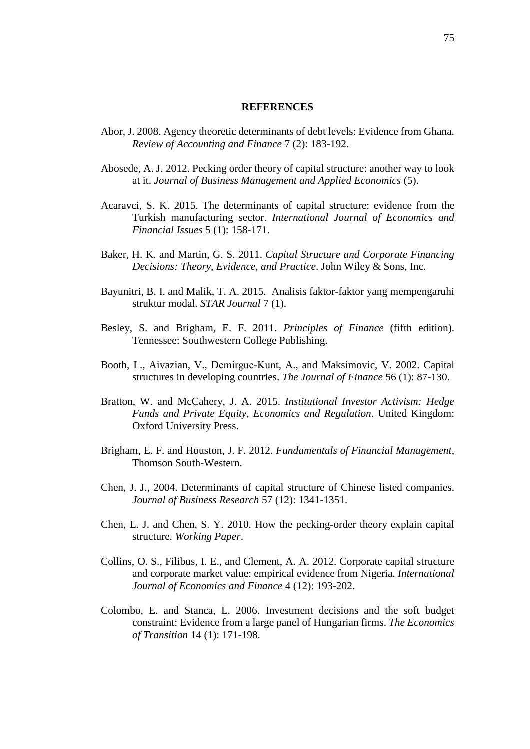# REFERENCES

Abor, J. 2008. Agency theoretic determinants of debt levels: Evidence from Ghana. *Review of Accounting and Finance* 7 (2): 183-192.

Abosede, A. J. 2012. Pecking order theory of capital structure: another way to look at it. *Journal of Business Management and Applied Economics* (5).

Acaravci, S. K. 2015. The determinants of capital structure: evidence from the Turkish manufacturing sector. *International Journal of Economics and Financial Issues* 5 (1): 158-171.

Baker, H. K. and Martin, G. S. 2011. *Capital Structure and Corporate Financing Decisions: Theory, Evidence, and Practice*. John Wiley & Sons, Inc.

Bayunitri, B. I. and Malik, T. A. 2015. Analisis faktor-faktor yang mempengaruhi struktur modal. *STAR Journal* 7 (1).

Besley, S. and Brigham, E. F. 2011. *Principles of Finance* (fifth edition). Tennessee: Southwestern College Publishing.

Booth, L., Aivazian, V., Demirguc-Kunt, A., and Maksimovic, V. 2002. Capital structures in developing countries. *The Journal of Finance* 56 (1): 87-130.

Bratton, W. and McCahery, J. A. 2015. *Institutional Investor Activism: Hedge Funds and Private Equity, Economics and Regulation*. United Kingdom: Oxford University Press.

Brigham, E. F. and Houston, J. F. 2012. *Fundamentals of Financial Management*, Thomson South-Western.

Chen, J. J., 2004. Determinants of capital structure of Chinese listed companies. *Journal of Business Research* 57 (12): 1341-1351.

Chen, L. J. and Chen, S. Y. 2010. How the pecking-order theory explain capital structure. *Working Paper*.

Collins, O. S., Filibus, I. E., and Clement, A. A. 2012. Corporate capital structure and corporate market value: empirical evidence from Nigeria. *International Journal of Economics and Finance* 4 (12): 193-202.

Colombo, E. and Stanca, L. 2006. Investment decisions and the soft budget constraint: Evidence from a large panel of Hungarian firms. *The Economics of Transition* 14 (1): 171-198.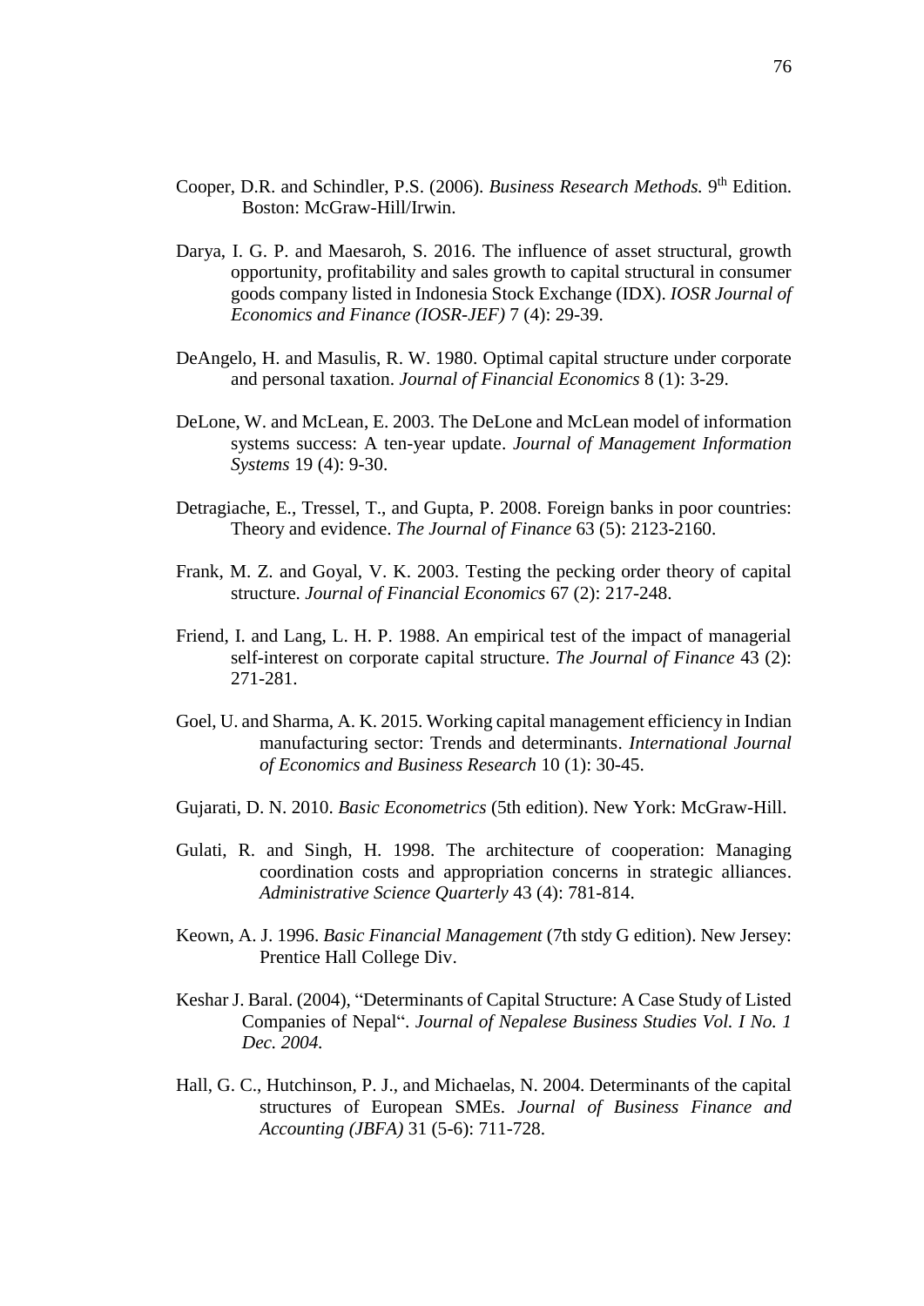Cooper, D.R. and Schindler, P.S. (2006). *Business Research Methods.* 9th Edition. Boston: McGraw-Hill/Irwin.

Darya, I. G. P. and Maesaroh, S. 2016. The influence of asset structural, growth opportunity, profitability and sales growth to capital structural in consumer goods company listed in Indonesia Stock Exchange (IDX). *IOSR Journal of Economics and Finance (IOSR-JEF)* 7 (4): 29-39.

DeAngelo, H. and Masulis, R. W. 1980. Optimal capital structure under corporate and personal taxation. *Journal of Financial Economics* 8 (1): 3-29.

DeLone, W. and McLean, E. 2003. The DeLone and McLean model of information systems success: A ten-year update. *Journal of Management Information Systems* 19 (4): 9-30.

Detragiache, E., Tressel, T., and Gupta, P. 2008. Foreign banks in poor countries: Theory and evidence. *The Journal of Finance* 63 (5): 2123-2160.

Frank, M. Z. and Goyal, V. K. 2003. Testing the pecking order theory of capital structure. *Journal of Financial Economics* 67 (2): 217-248.

Friend, I. and Lang, L. H. P. 1988. An empirical test of the impact of managerial self-interest on corporate capital structure. *The Journal of Finance* 43 (2): 271-281.

Goel, U. and Sharma, A. K. 2015. Working capital management efficiency in Indian manufacturing sector: Trends and determinants. *International Journal of Economics and Business Research* 10 (1): 30-45.

Gujarati, D. N. 2010. *Basic Econometrics* (5th edition). New York: McGraw-Hill.

Gulati, R. and Singh, H. 1998. The architecture of cooperation: Managing coordination costs and appropriation concerns in strategic alliances. *Administrative Science Quarterly* 43 (4): 781-814.

Keown, A. J. 1996. *Basic Financial Management* (7th stdy G edition). New Jersey: Prentice Hall College Div.

Keshar J. Baral. (2004), "Determinants of Capital Structure: A Case Study of Listed Companies of Nepal". *Journal of Nepalese Business Studies Vol. I No. 1 Dec. 2004.*

Hall, G. C., Hutchinson, P. J., and Michaelas, N. 2004. Determinants of the capital structures of European SMEs. *Journal of Business Finance and Accounting (JBFA)* 31 (5-6): 711-728.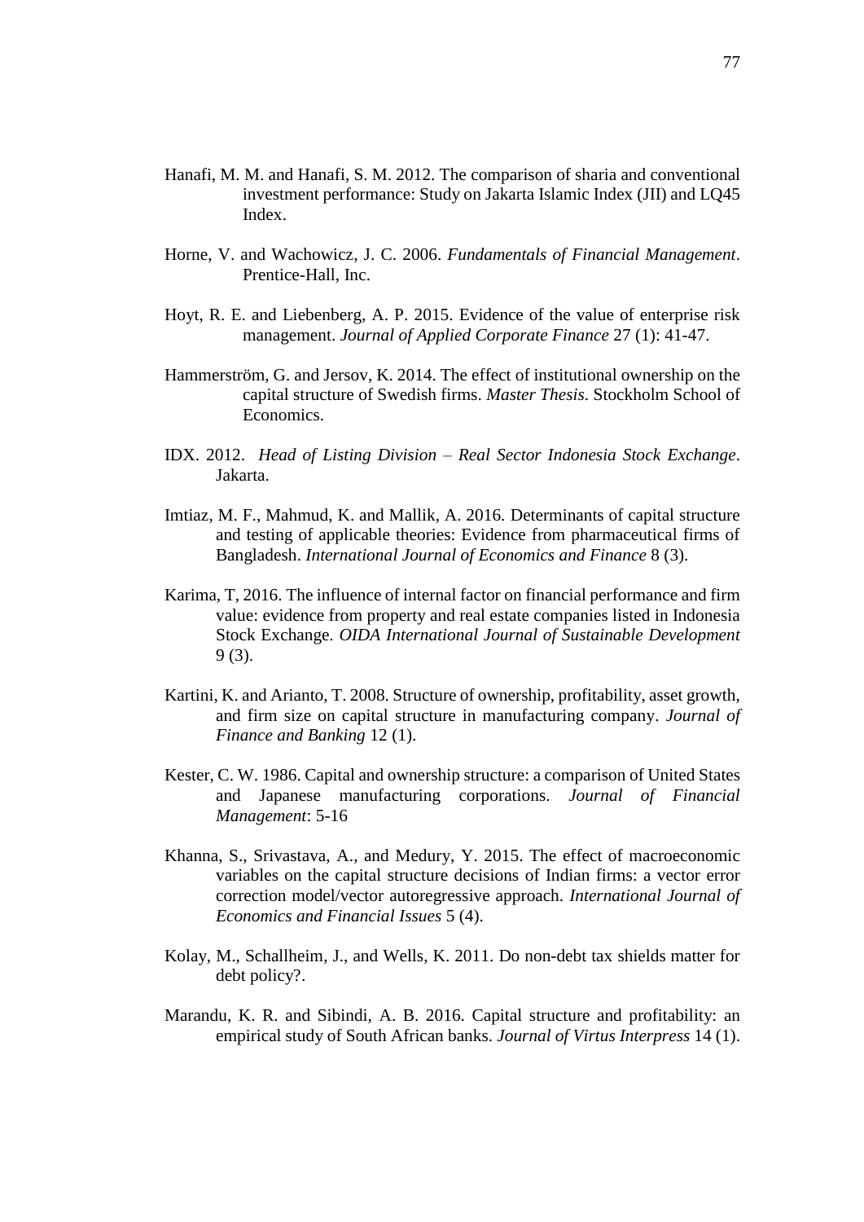Hanafi, M. M. and Hanafi, S. M. 2012. The comparison of sharia and conventional investment performance: Study on Jakarta Islamic Index (JII) and LQ45 Index.

Horne, V. and Wachowicz, J. C. 2006. *Fundamentals of Financial Management*. Prentice-Hall, Inc.

Hoyt, R. E. and Liebenberg, A. P. 2015. Evidence of the value of enterprise risk management. *Journal of Applied Corporate Finance* 27 (1): 41-47.

Hammerström, G. and Jersov, K. 2014. The effect of institutional ownership on the capital structure of Swedish firms. *Master Thesis*. Stockholm School of Economics.

IDX. 2012. *Head of Listing Division – Real Sector Indonesia Stock Exchange*. Jakarta.

Imtiaz, M. F., Mahmud, K. and Mallik, A. 2016. Determinants of capital structure and testing of applicable theories: Evidence from pharmaceutical firms of Bangladesh. *International Journal of Economics and Finance* 8 (3).

Karima, T, 2016. The influence of internal factor on financial performance and firm value: evidence from property and real estate companies listed in Indonesia Stock Exchange. *OIDA International Journal of Sustainable Development* 9 (3).

Kartini, K. and Arianto, T. 2008. Structure of ownership, profitability, asset growth, and firm size on capital structure in manufacturing company. *Journal of Finance and Banking* 12 (1).

Kester, C. W. 1986. Capital and ownership structure: a comparison of United States and Japanese manufacturing corporations. *Journal of Financial Management*: 5-16

Khanna, S., Srivastava, A., and Medury, Y. 2015. The effect of macroeconomic variables on the capital structure decisions of Indian firms: a vector error correction model/vector autoregressive approach. *International Journal of Economics and Financial Issues* 5 (4).

Kolay, M., Schallheim, J., and Wells, K. 2011. Do non-debt tax shields matter for debt policy?.

Marandu, K. R. and Sibindi, A. B. 2016. Capital structure and profitability: an empirical study of South African banks. *Journal of Virtus Interpress* 14 (1).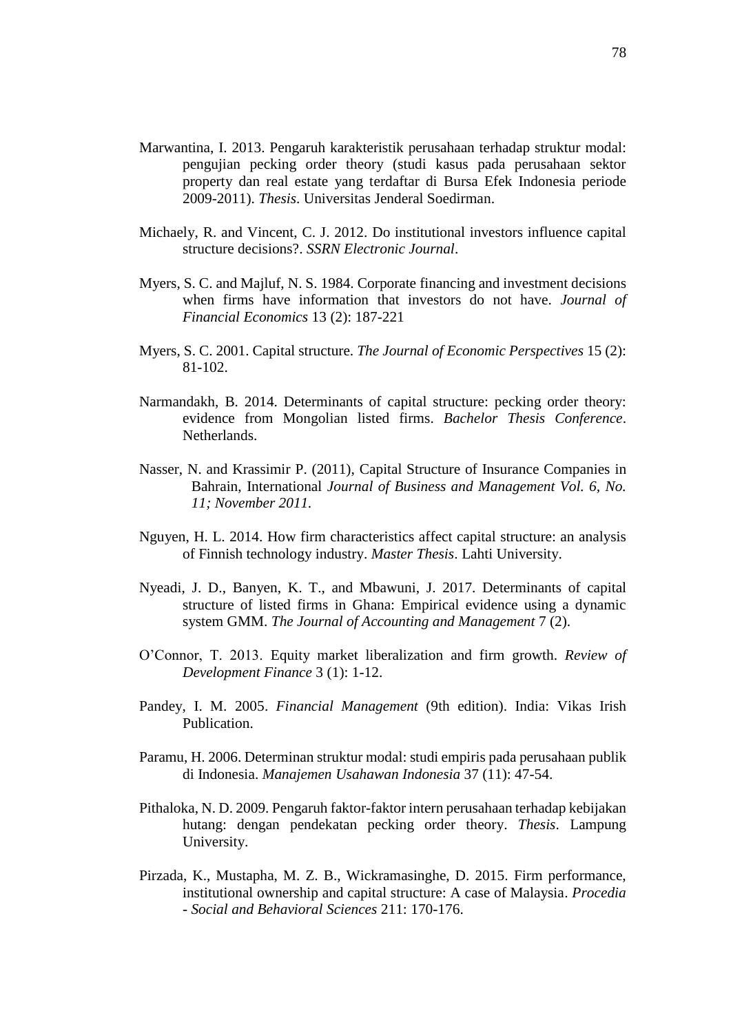Marwantina, I. 2013. Pengaruh karakteristik perusahaan terhadap struktur modal: pengujian pecking order theory (studi kasus pada perusahaan sektor property dan real estate yang terdaftar di Bursa Efek Indonesia periode 2009-2011). *Thesis*. Universitas Jenderal Soedirman.

Michaely, R. and Vincent, C. J. 2012. Do institutional investors influence capital structure decisions?. *SSRN Electronic Journal*.

Myers, S. C. and Majluf, N. S. 1984. Corporate financing and investment decisions when firms have information that investors do not have. *Journal of Financial Economics* 13 (2): 187-221

Myers, S. C. 2001. Capital structure. *The Journal of Economic Perspectives* 15 (2): 81-102.

Narmandakh, B. 2014. Determinants of capital structure: pecking order theory: evidence from Mongolian listed firms. *Bachelor Thesis Conference*. Netherlands.

Nasser, N. and Krassimir P. (2011), Capital Structure of Insurance Companies in Bahrain, International *Journal of Business and Management Vol. 6, No. 11; November 2011.*

Nguyen, H. L. 2014. How firm characteristics affect capital structure: an analysis of Finnish technology industry. *Master Thesis*. Lahti University.

Nyeadi, J. D., Banyen, K. T., and Mbawuni, J. 2017. Determinants of capital structure of listed firms in Ghana: Empirical evidence using a dynamic system GMM. *The Journal of Accounting and Management* 7 (2).

O'Connor, T. 2013. Equity market liberalization and firm growth. *Review of Development Finance* 3 (1): 1-12.

Pandey, I. M. 2005. *Financial Management* (9th edition). India: Vikas Irish Publication.

Paramu, H. 2006. Determinan struktur modal: studi empiris pada perusahaan publik di Indonesia. *Manajemen Usahawan Indonesia* 37 (11): 47-54.

Pithaloka, N. D. 2009. Pengaruh faktor-faktor intern perusahaan terhadap kebijakan hutang: dengan pendekatan pecking order theory. *Thesis*. Lampung University.

Pirzada, K., Mustapha, M. Z. B., Wickramasinghe, D. 2015. Firm performance, institutional ownership and capital structure: A case of Malaysia. *Procedia - Social and Behavioral Sciences* 211: 170-176.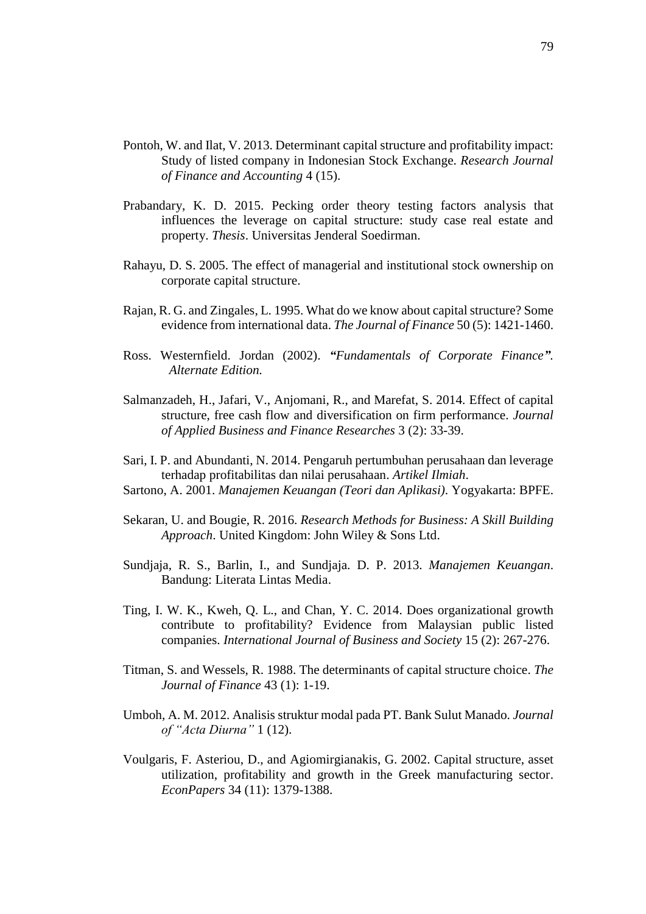Pontoh, W. and Ilat, V. 2013. Determinant capital structure and profitability impact: Study of listed company in Indonesian Stock Exchange. *Research Journal of Finance and Accounting* 4 (15).

Prabandary, K. D. 2015. Pecking order theory testing factors analysis that influences the leverage on capital structure: study case real estate and property. *Thesis*. Universitas Jenderal Soedirman.

Rahayu, D. S. 2005. The effect of managerial and institutional stock ownership on corporate capital structure.

Rajan, R. G. and Zingales, L. 1995. What do we know about capital structure? Some evidence from international data. *The Journal of Finance* 50 (5): 1421-1460.

Ross. Westernfield. Jordan (2002). ***"****Fundamentals of Corporate Finance****".*** *Alternate Edition.*

Salmanzadeh, H., Jafari, V., Anjomani, R., and Marefat, S. 2014. Effect of capital structure, free cash flow and diversification on firm performance. *Journal of Applied Business and Finance Researches* 3 (2): 33-39.

Sari, I. P. and Abundanti, N. 2014. Pengaruh pertumbuhan perusahaan dan leverage terhadap profitabilitas dan nilai perusahaan. *Artikel Ilmiah*.

Sartono, A. 2001. *Manajemen Keuangan (Teori dan Aplikasi)*. Yogyakarta: BPFE.

Sekaran, U. and Bougie, R. 2016. *Research Methods for Business: A Skill Building Approach*. United Kingdom: John Wiley & Sons Ltd.

Sundjaja, R. S., Barlin, I., and Sundjaja. D. P. 2013. *Manajemen Keuangan*. Bandung: Literata Lintas Media.

Ting, I. W. K., Kweh, Q. L., and Chan, Y. C. 2014. Does organizational growth contribute to profitability? Evidence from Malaysian public listed companies. *International Journal of Business and Society* 15 (2): 267-276.

Titman, S. and Wessels, R. 1988. The determinants of capital structure choice. *The Journal of Finance* 43 (1): 1-19.

Umboh, A. M. 2012. Analisis struktur modal pada PT. Bank Sulut Manado. *Journal of "Acta Diurna"* 1 (12).

Voulgaris, F. Asteriou, D., and Agiomirgianakis, G. 2002. Capital structure, asset utilization, profitability and growth in the Greek manufacturing sector. *EconPapers* 34 (11): 1379-1388.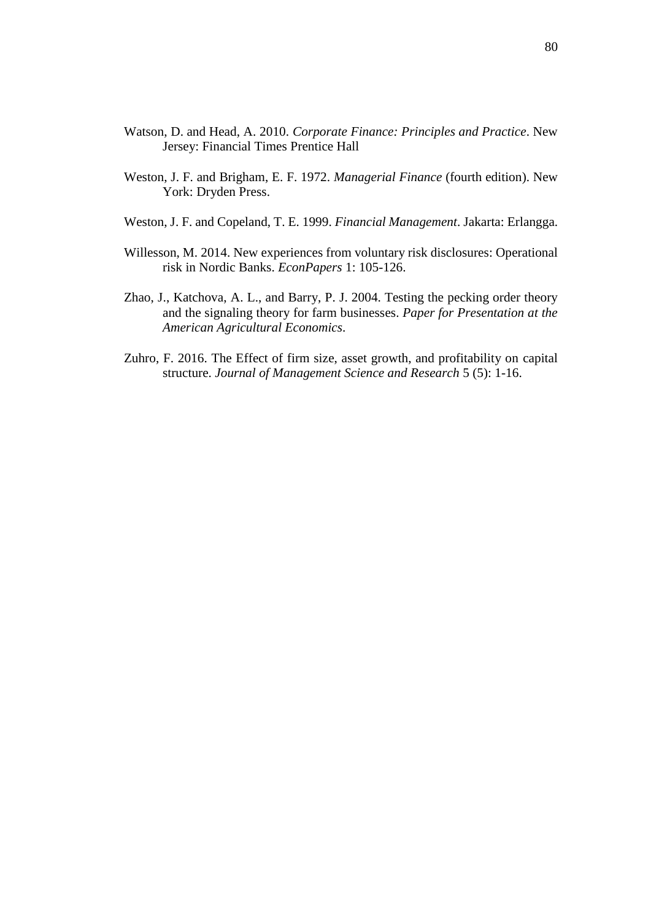Watson, D. and Head, A. 2010. *Corporate Finance: Principles and Practice*. New Jersey: Financial Times Prentice Hall

Weston, J. F. and Brigham, E. F. 1972. *Managerial Finance* (fourth edition). New York: Dryden Press.

Weston, J. F. and Copeland, T. E. 1999. *Financial Management*. Jakarta: Erlangga.

Willesson, M. 2014. New experiences from voluntary risk disclosures: Operational risk in Nordic Banks. *EconPapers* 1: 105-126.

Zhao, J., Katchova, A. L., and Barry, P. J. 2004. Testing the pecking order theory and the signaling theory for farm businesses. *Paper for Presentation at the American Agricultural Economics*.

Zuhro, F. 2016. The Effect of firm size, asset growth, and profitability on capital structure. *Journal of Management Science and Research* 5 (5): 1-16.